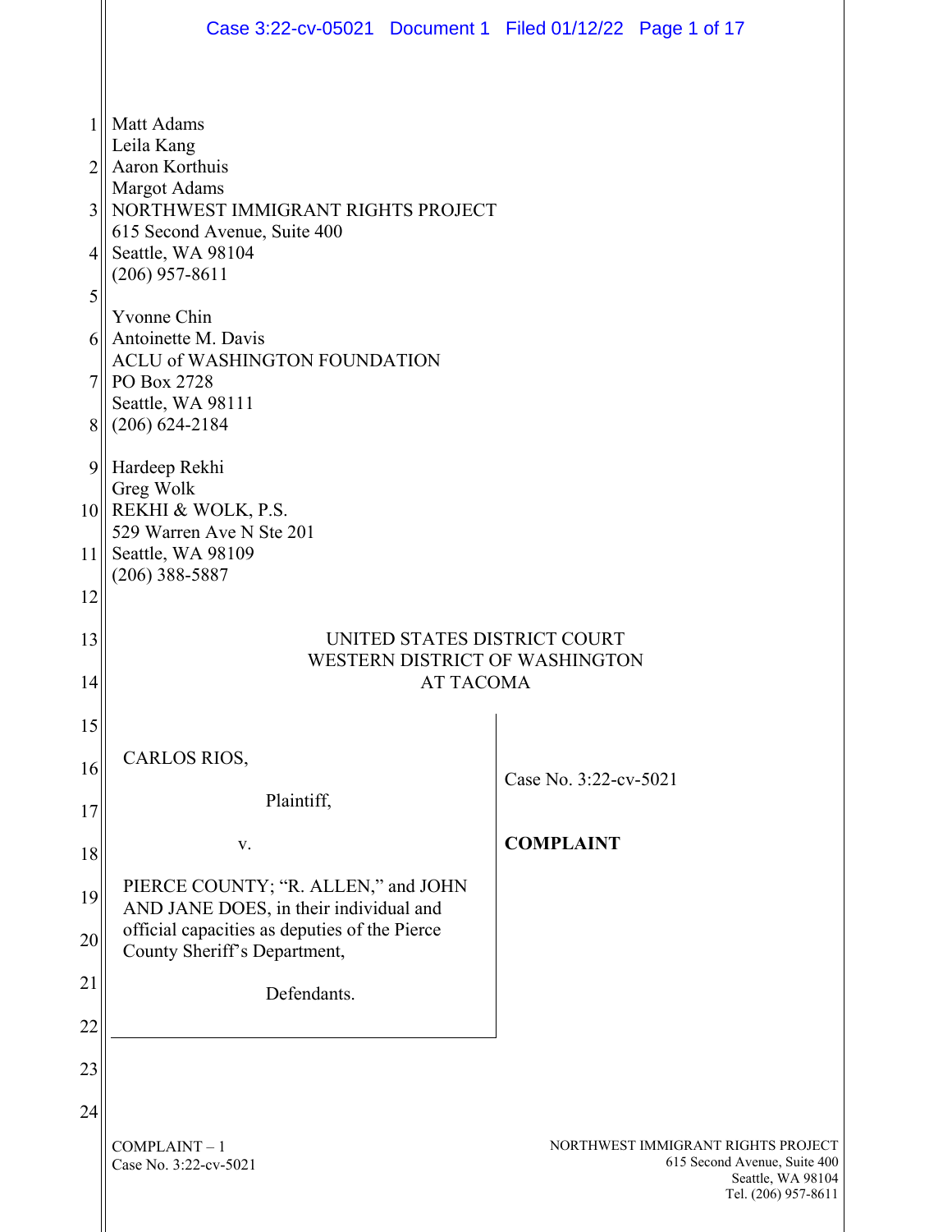Matt Adams
Leila Kang
Aaron Korthuis
Margot Adams
NORTHWEST IMMIGRANT RIGHTS PROJECT
615 Second Avenue, Suite 400
Seattle, WA 98104
(206) 957-8611

Yvonne Chin
Antoinette M. Davis
ACLU of WASHINGTON FOUNDATION
PO Box 2728
Seattle, WA 98111
(206) 624-2184

Hardeep Rekhi
Greg Wolk
REKHI & WOLK, P.S.
529 Warren Ave N Ste 201
Seattle, WA 98109
(206) 388-5887

UNITED STATES DISTRICT COURT
WESTERN DISTRICT OF WASHINGTON
AT TACOMA

| | |
|---|---|
| CARLOS RIOS,<br><br>Plaintiff,<br><br>v.<br><br>PIERCE COUNTY; "R. ALLEN," and JOHN AND JANE DOES, in their individual and official capacities as deputies of the Pierce County Sheriff's Department,<br><br>Defendants. | Case No. 3:22-cv-5021<br><br>**COMPLAINT** |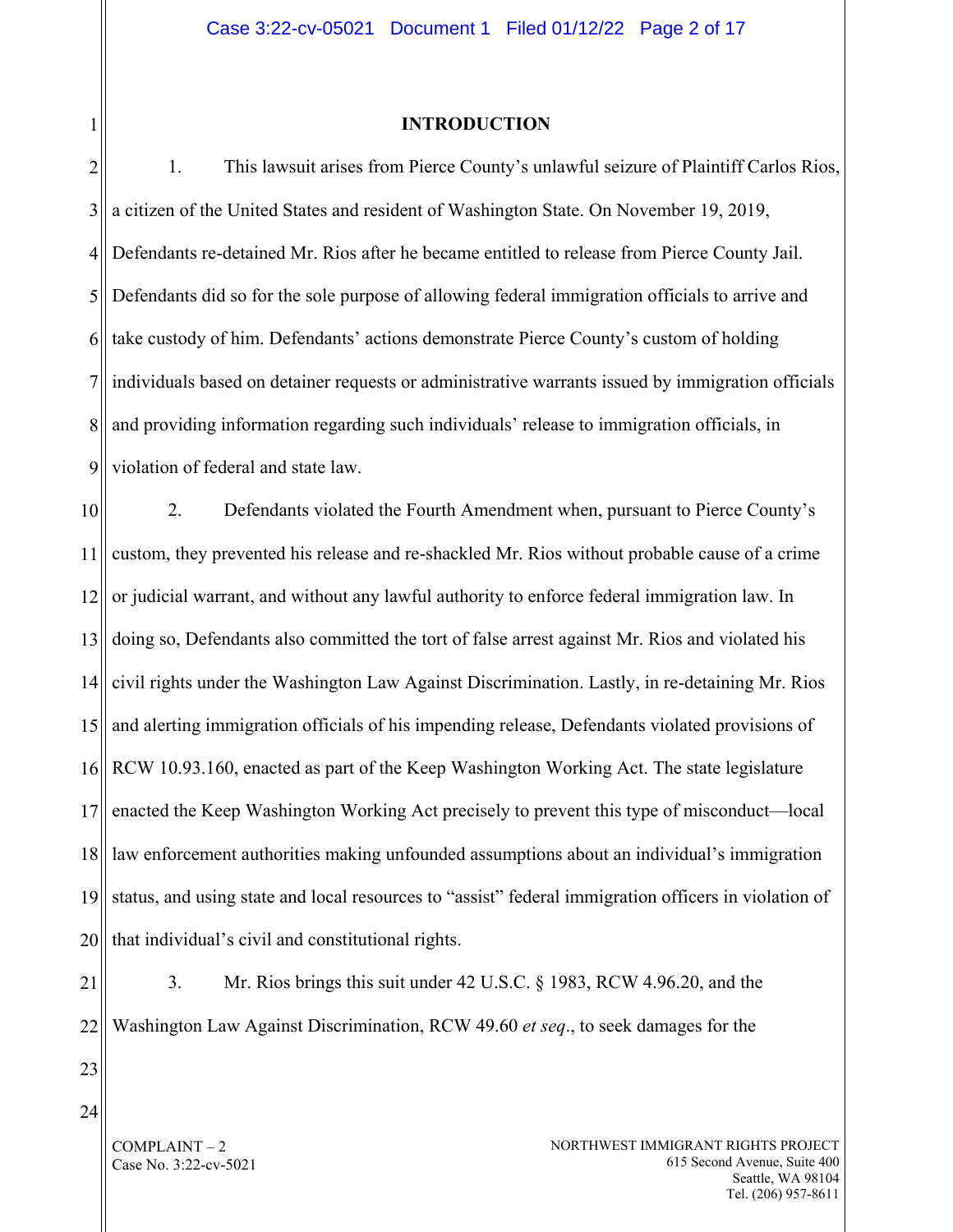## INTRODUCTION

1. This lawsuit arises from Pierce County's unlawful seizure of Plaintiff Carlos Rios, a citizen of the United States and resident of Washington State. On November 19, 2019, Defendants re-detained Mr. Rios after he became entitled to release from Pierce County Jail. Defendants did so for the sole purpose of allowing federal immigration officials to arrive and take custody of him. Defendants' actions demonstrate Pierce County's custom of holding individuals based on detainer requests or administrative warrants issued by immigration officials and providing information regarding such individuals' release to immigration officials, in violation of federal and state law.

2. Defendants violated the Fourth Amendment when, pursuant to Pierce County's custom, they prevented his release and re-shackled Mr. Rios without probable cause of a crime or judicial warrant, and without any lawful authority to enforce federal immigration law. In doing so, Defendants also committed the tort of false arrest against Mr. Rios and violated his civil rights under the Washington Law Against Discrimination. Lastly, in re-detaining Mr. Rios and alerting immigration officials of his impending release, Defendants violated provisions of RCW 10.93.160, enacted as part of the Keep Washington Working Act. The state legislature enacted the Keep Washington Working Act precisely to prevent this type of misconduct—local law enforcement authorities making unfounded assumptions about an individual's immigration status, and using state and local resources to "assist" federal immigration officers in violation of that individual's civil and constitutional rights.

3. Mr. Rios brings this suit under 42 U.S.C. § 1983, RCW 4.96.20, and the Washington Law Against Discrimination, RCW 49.60 *et seq*., to seek damages for the

COMPLAINT – 2
Case No. 3:22-cv-5021

NORTHWEST IMMIGRANT RIGHTS PROJECT
615 Second Avenue, Suite 400
Seattle, WA 98104
Tel. (206) 957-8611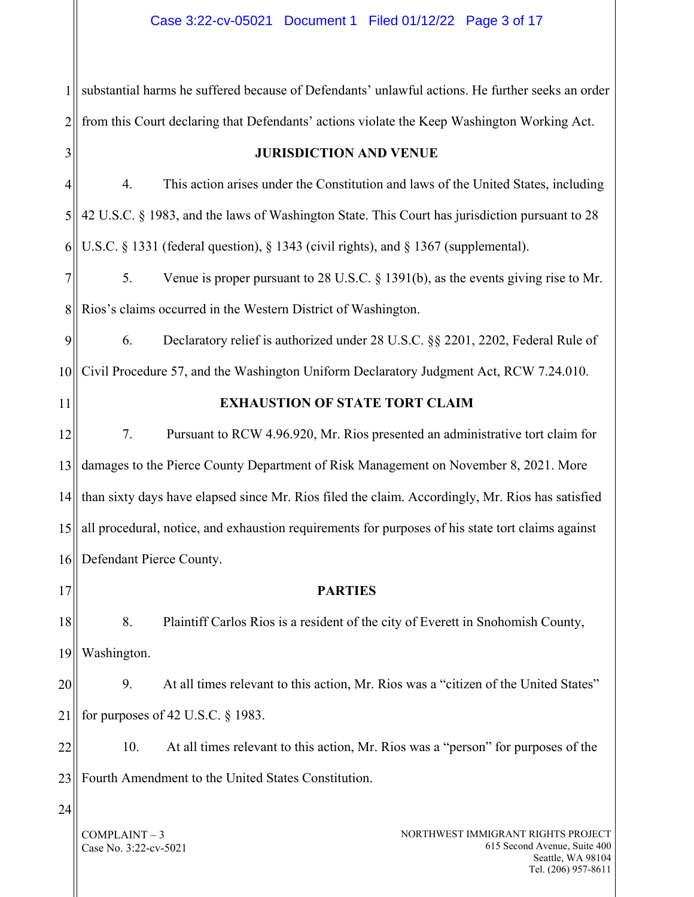substantial harms he suffered because of Defendants' unlawful actions. He further seeks an order from this Court declaring that Defendants' actions violate the Keep Washington Working Act.

## JURISDICTION AND VENUE

4. This action arises under the Constitution and laws of the United States, including 42 U.S.C. § 1983, and the laws of Washington State. This Court has jurisdiction pursuant to 28 U.S.C. § 1331 (federal question), § 1343 (civil rights), and § 1367 (supplemental).

5. Venue is proper pursuant to 28 U.S.C. § 1391(b), as the events giving rise to Mr. Rios's claims occurred in the Western District of Washington.

6. Declaratory relief is authorized under 28 U.S.C. §§ 2201, 2202, Federal Rule of Civil Procedure 57, and the Washington Uniform Declaratory Judgment Act, RCW 7.24.010.

## EXHAUSTION OF STATE TORT CLAIM

7. Pursuant to RCW 4.96.920, Mr. Rios presented an administrative tort claim for damages to the Pierce County Department of Risk Management on November 8, 2021. More than sixty days have elapsed since Mr. Rios filed the claim. Accordingly, Mr. Rios has satisfied all procedural, notice, and exhaustion requirements for purposes of his state tort claims against Defendant Pierce County.

## PARTIES

8. Plaintiff Carlos Rios is a resident of the city of Everett in Snohomish County, Washington.

9. At all times relevant to this action, Mr. Rios was a "citizen of the United States" for purposes of 42 U.S.C. § 1983.

10. At all times relevant to this action, Mr. Rios was a "person" for purposes of the Fourth Amendment to the United States Constitution.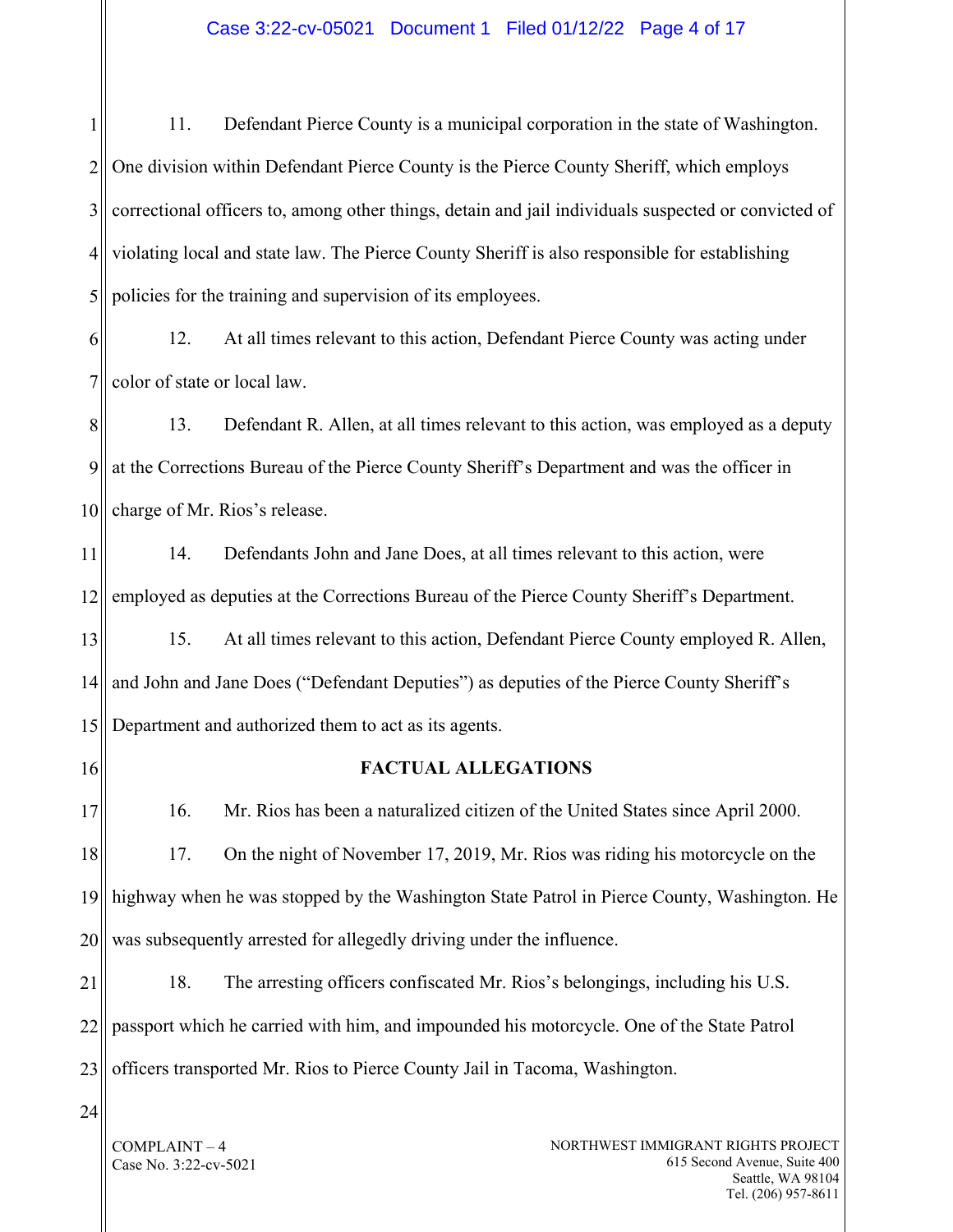11. Defendant Pierce County is a municipal corporation in the state of Washington. One division within Defendant Pierce County is the Pierce County Sheriff, which employs correctional officers to, among other things, detain and jail individuals suspected or convicted of violating local and state law. The Pierce County Sheriff is also responsible for establishing policies for the training and supervision of its employees.

12. At all times relevant to this action, Defendant Pierce County was acting under color of state or local law.

13. Defendant R. Allen, at all times relevant to this action, was employed as a deputy at the Corrections Bureau of the Pierce County Sheriff's Department and was the officer in charge of Mr. Rios's release.

14. Defendants John and Jane Does, at all times relevant to this action, were employed as deputies at the Corrections Bureau of the Pierce County Sheriff's Department.

15. At all times relevant to this action, Defendant Pierce County employed R. Allen, and John and Jane Does ("Defendant Deputies") as deputies of the Pierce County Sheriff's Department and authorized them to act as its agents.

## FACTUAL ALLEGATIONS

16. Mr. Rios has been a naturalized citizen of the United States since April 2000.

17. On the night of November 17, 2019, Mr. Rios was riding his motorcycle on the highway when he was stopped by the Washington State Patrol in Pierce County, Washington. He was subsequently arrested for allegedly driving under the influence.

18. The arresting officers confiscated Mr. Rios's belongings, including his U.S. passport which he carried with him, and impounded his motorcycle. One of the State Patrol officers transported Mr. Rios to Pierce County Jail in Tacoma, Washington.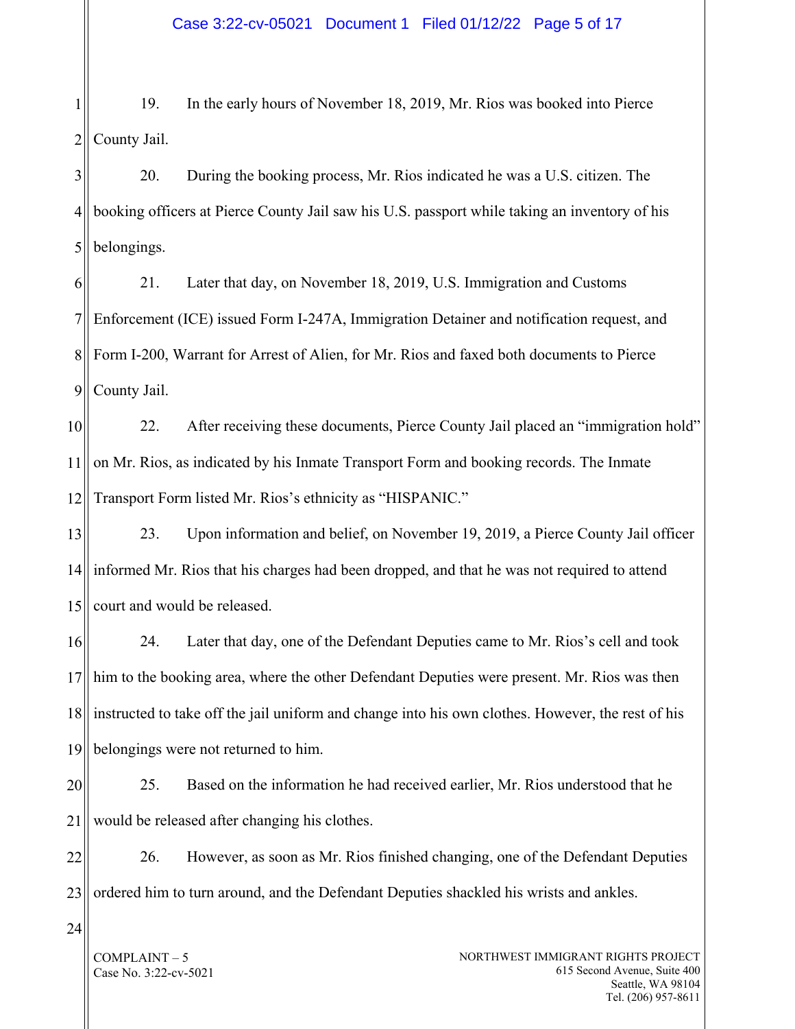19. In the early hours of November 18, 2019, Mr. Rios was booked into Pierce County Jail.

20. During the booking process, Mr. Rios indicated he was a U.S. citizen. The booking officers at Pierce County Jail saw his U.S. passport while taking an inventory of his belongings.

21. Later that day, on November 18, 2019, U.S. Immigration and Customs Enforcement (ICE) issued Form I-247A, Immigration Detainer and notification request, and Form I-200, Warrant for Arrest of Alien, for Mr. Rios and faxed both documents to Pierce County Jail.

22. After receiving these documents, Pierce County Jail placed an "immigration hold" on Mr. Rios, as indicated by his Inmate Transport Form and booking records. The Inmate Transport Form listed Mr. Rios's ethnicity as "HISPANIC."

23. Upon information and belief, on November 19, 2019, a Pierce County Jail officer informed Mr. Rios that his charges had been dropped, and that he was not required to attend court and would be released.

24. Later that day, one of the Defendant Deputies came to Mr. Rios's cell and took him to the booking area, where the other Defendant Deputies were present. Mr. Rios was then instructed to take off the jail uniform and change into his own clothes. However, the rest of his belongings were not returned to him.

25. Based on the information he had received earlier, Mr. Rios understood that he would be released after changing his clothes.

26. However, as soon as Mr. Rios finished changing, one of the Defendant Deputies ordered him to turn around, and the Defendant Deputies shackled his wrists and ankles.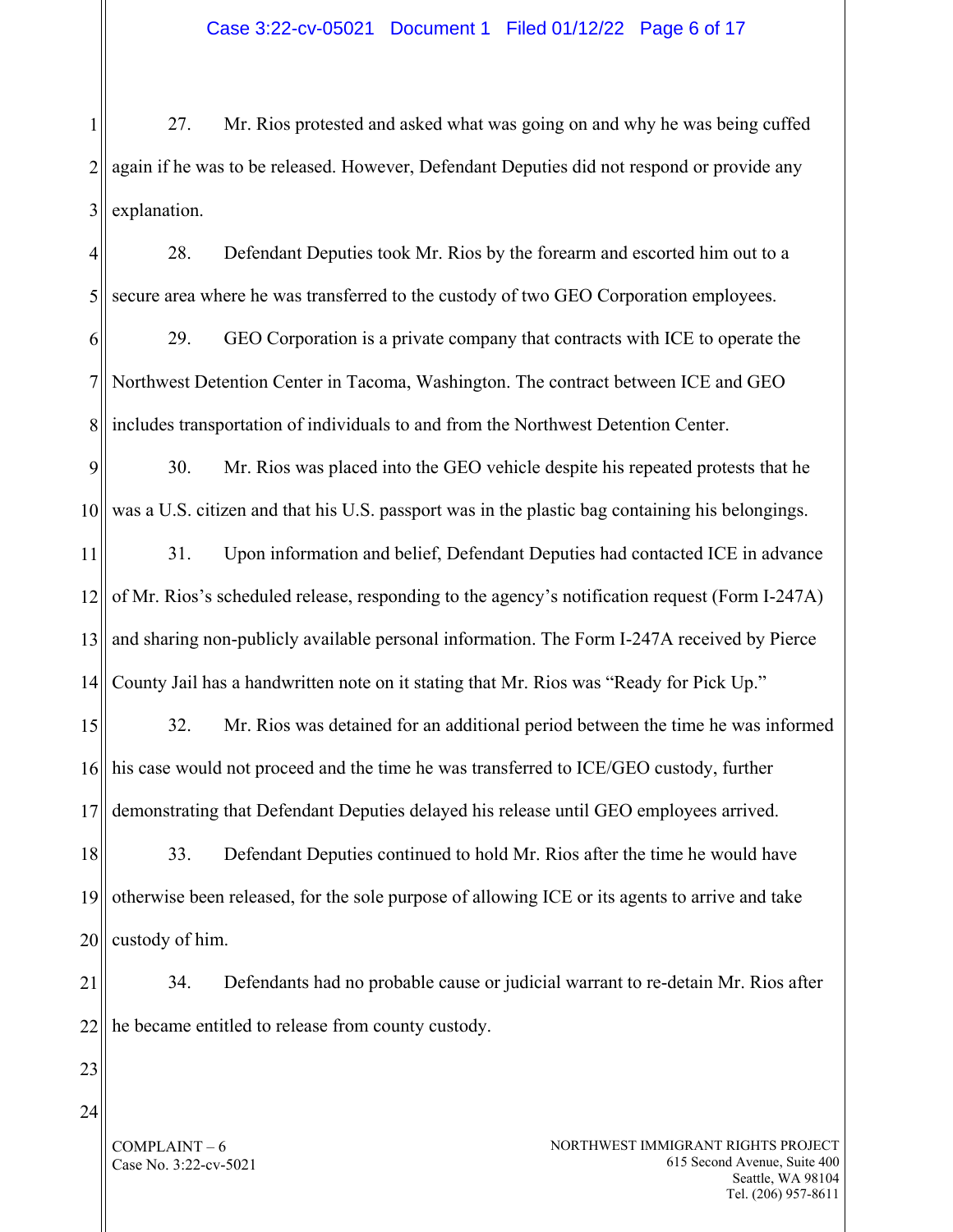27. Mr. Rios protested and asked what was going on and why he was being cuffed again if he was to be released. However, Defendant Deputies did not respond or provide any explanation.

28. Defendant Deputies took Mr. Rios by the forearm and escorted him out to a secure area where he was transferred to the custody of two GEO Corporation employees.

29. GEO Corporation is a private company that contracts with ICE to operate the Northwest Detention Center in Tacoma, Washington. The contract between ICE and GEO includes transportation of individuals to and from the Northwest Detention Center.

30. Mr. Rios was placed into the GEO vehicle despite his repeated protests that he was a U.S. citizen and that his U.S. passport was in the plastic bag containing his belongings.

31. Upon information and belief, Defendant Deputies had contacted ICE in advance of Mr. Rios's scheduled release, responding to the agency's notification request (Form I-247A) and sharing non-publicly available personal information. The Form I-247A received by Pierce County Jail has a handwritten note on it stating that Mr. Rios was "Ready for Pick Up."

32. Mr. Rios was detained for an additional period between the time he was informed his case would not proceed and the time he was transferred to ICE/GEO custody, further demonstrating that Defendant Deputies delayed his release until GEO employees arrived.

33. Defendant Deputies continued to hold Mr. Rios after the time he would have otherwise been released, for the sole purpose of allowing ICE or its agents to arrive and take custody of him.

34. Defendants had no probable cause or judicial warrant to re-detain Mr. Rios after he became entitled to release from county custody.

COMPLAINT – 6
Case No. 3:22-cv-5021

NORTHWEST IMMIGRANT RIGHTS PROJECT
615 Second Avenue, Suite 400
Seattle, WA 98104
Tel. (206) 957-8611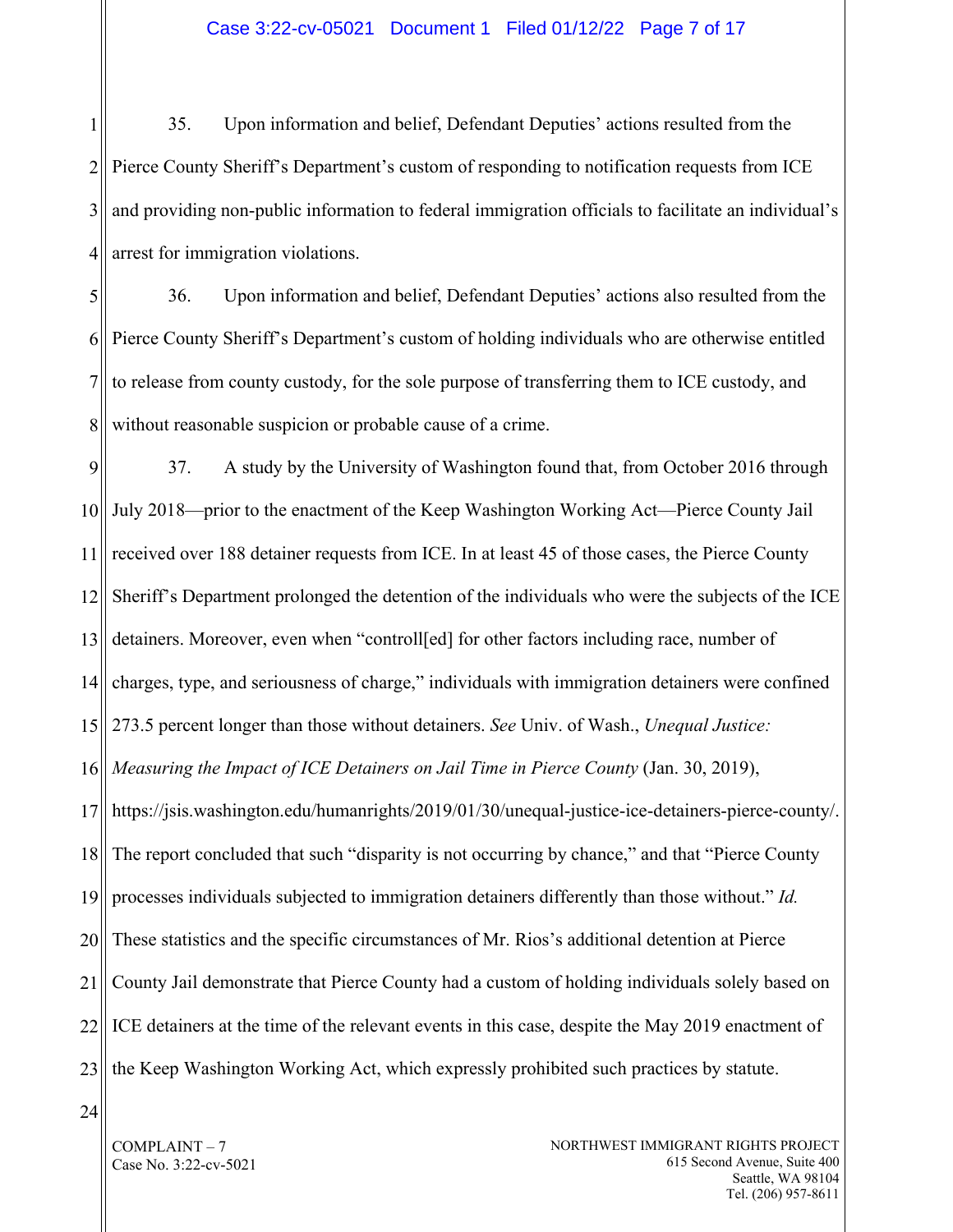35. Upon information and belief, Defendant Deputies' actions resulted from the Pierce County Sheriff's Department's custom of responding to notification requests from ICE and providing non-public information to federal immigration officials to facilitate an individual's arrest for immigration violations.

36. Upon information and belief, Defendant Deputies' actions also resulted from the Pierce County Sheriff's Department's custom of holding individuals who are otherwise entitled to release from county custody, for the sole purpose of transferring them to ICE custody, and without reasonable suspicion or probable cause of a crime.

37. A study by the University of Washington found that, from October 2016 through July 2018—prior to the enactment of the Keep Washington Working Act—Pierce County Jail received over 188 detainer requests from ICE. In at least 45 of those cases, the Pierce County Sheriff's Department prolonged the detention of the individuals who were the subjects of the ICE detainers. Moreover, even when "controll[ed] for other factors including race, number of charges, type, and seriousness of charge," individuals with immigration detainers were confined 273.5 percent longer than those without detainers. *See* Univ. of Wash., *Unequal Justice: Measuring the Impact of ICE Detainers on Jail Time in Pierce County* (Jan. 30, 2019), https://jsis.washington.edu/humanrights/2019/01/30/unequal-justice-ice-detainers-pierce-county/. The report concluded that such "disparity is not occurring by chance," and that "Pierce County processes individuals subjected to immigration detainers differently than those without." *Id.* These statistics and the specific circumstances of Mr. Rios's additional detention at Pierce County Jail demonstrate that Pierce County had a custom of holding individuals solely based on ICE detainers at the time of the relevant events in this case, despite the May 2019 enactment of the Keep Washington Working Act, which expressly prohibited such practices by statute.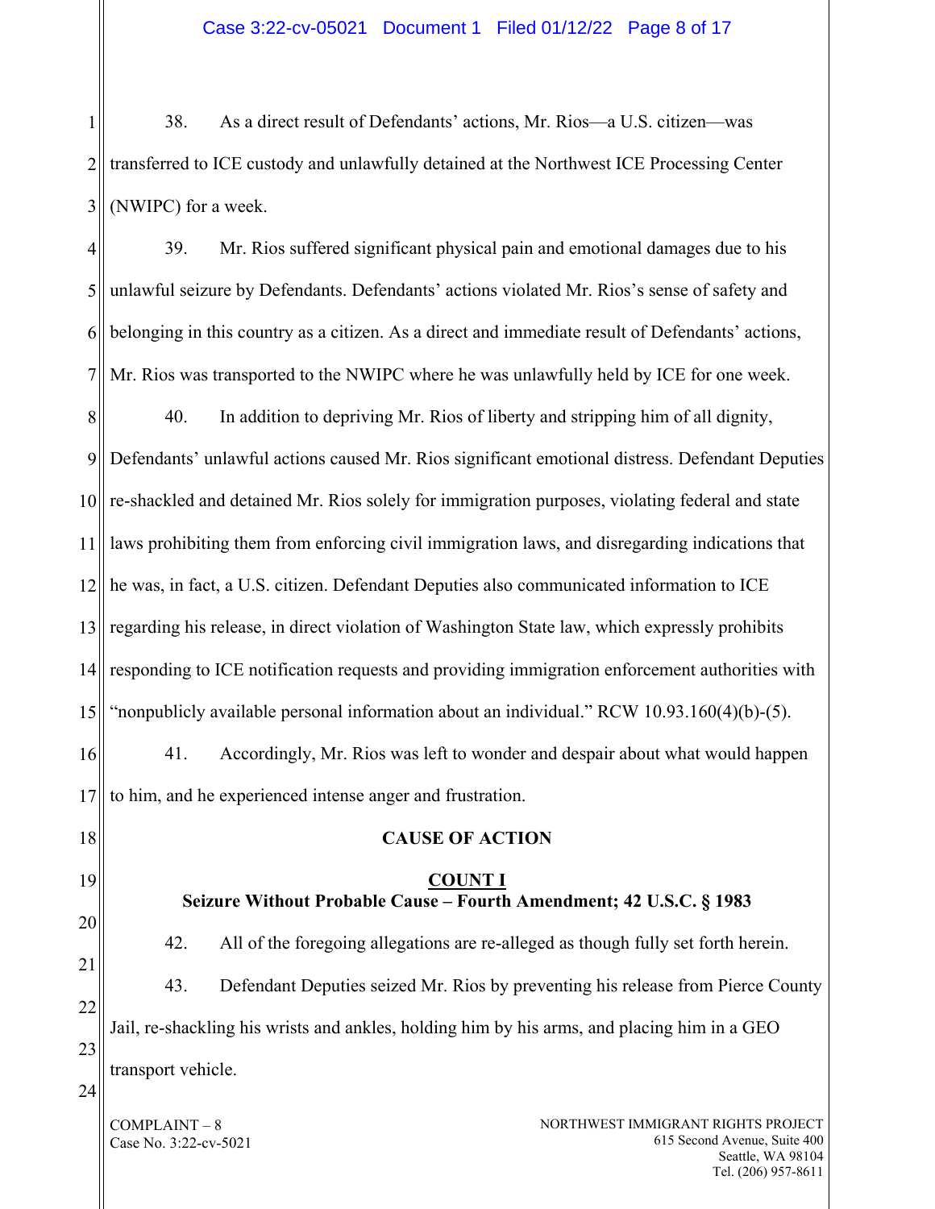38. As a direct result of Defendants' actions, Mr. Rios—a U.S. citizen—was transferred to ICE custody and unlawfully detained at the Northwest ICE Processing Center (NWIPC) for a week.

39. Mr. Rios suffered significant physical pain and emotional damages due to his unlawful seizure by Defendants. Defendants' actions violated Mr. Rios's sense of safety and belonging in this country as a citizen. As a direct and immediate result of Defendants' actions, Mr. Rios was transported to the NWIPC where he was unlawfully held by ICE for one week.

40. In addition to depriving Mr. Rios of liberty and stripping him of all dignity, Defendants' unlawful actions caused Mr. Rios significant emotional distress. Defendant Deputies re-shackled and detained Mr. Rios solely for immigration purposes, violating federal and state laws prohibiting them from enforcing civil immigration laws, and disregarding indications that he was, in fact, a U.S. citizen. Defendant Deputies also communicated information to ICE regarding his release, in direct violation of Washington State law, which expressly prohibits responding to ICE notification requests and providing immigration enforcement authorities with "nonpublicly available personal information about an individual." RCW 10.93.160(4)(b)-(5).

41. Accordingly, Mr. Rios was left to wonder and despair about what would happen to him, and he experienced intense anger and frustration.

## CAUSE OF ACTION

### COUNT I
### Seizure Without Probable Cause – Fourth Amendment; 42 U.S.C. § 1983

42. All of the foregoing allegations are re-alleged as though fully set forth herein.

43. Defendant Deputies seized Mr. Rios by preventing his release from Pierce County Jail, re-shackling his wrists and ankles, holding him by his arms, and placing him in a GEO transport vehicle.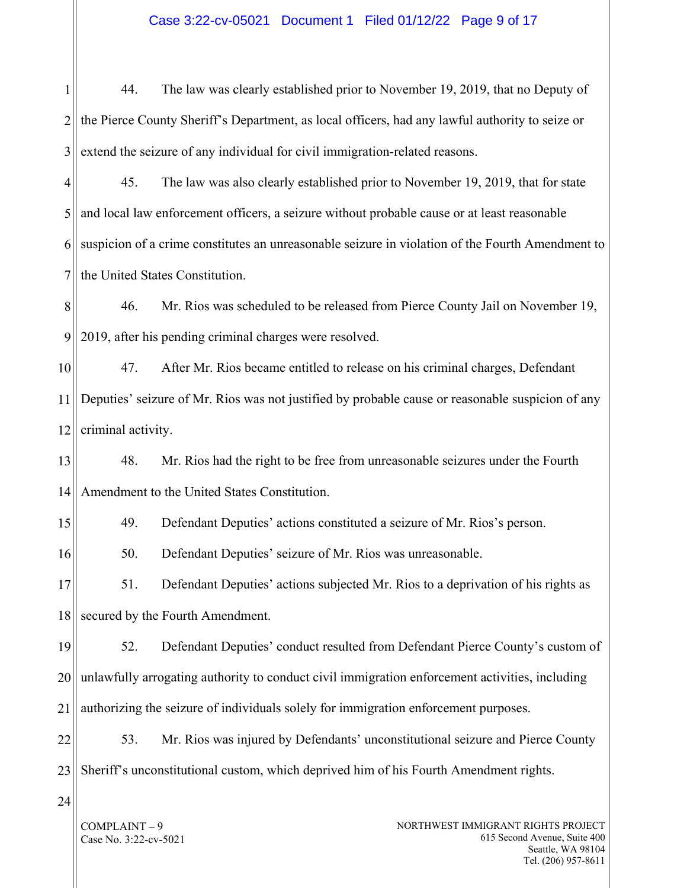44. The law was clearly established prior to November 19, 2019, that no Deputy of the Pierce County Sheriff's Department, as local officers, had any lawful authority to seize or extend the seizure of any individual for civil immigration-related reasons.

45. The law was also clearly established prior to November 19, 2019, that for state and local law enforcement officers, a seizure without probable cause or at least reasonable suspicion of a crime constitutes an unreasonable seizure in violation of the Fourth Amendment to the United States Constitution.

46. Mr. Rios was scheduled to be released from Pierce County Jail on November 19, 2019, after his pending criminal charges were resolved.

47. After Mr. Rios became entitled to release on his criminal charges, Defendant Deputies' seizure of Mr. Rios was not justified by probable cause or reasonable suspicion of any criminal activity.

48. Mr. Rios had the right to be free from unreasonable seizures under the Fourth Amendment to the United States Constitution.

49. Defendant Deputies' actions constituted a seizure of Mr. Rios's person.

50. Defendant Deputies' seizure of Mr. Rios was unreasonable.

51. Defendant Deputies' actions subjected Mr. Rios to a deprivation of his rights as secured by the Fourth Amendment.

52. Defendant Deputies' conduct resulted from Defendant Pierce County's custom of unlawfully arrogating authority to conduct civil immigration enforcement activities, including authorizing the seizure of individuals solely for immigration enforcement purposes.

53. Mr. Rios was injured by Defendants' unconstitutional seizure and Pierce County Sheriff's unconstitutional custom, which deprived him of his Fourth Amendment rights.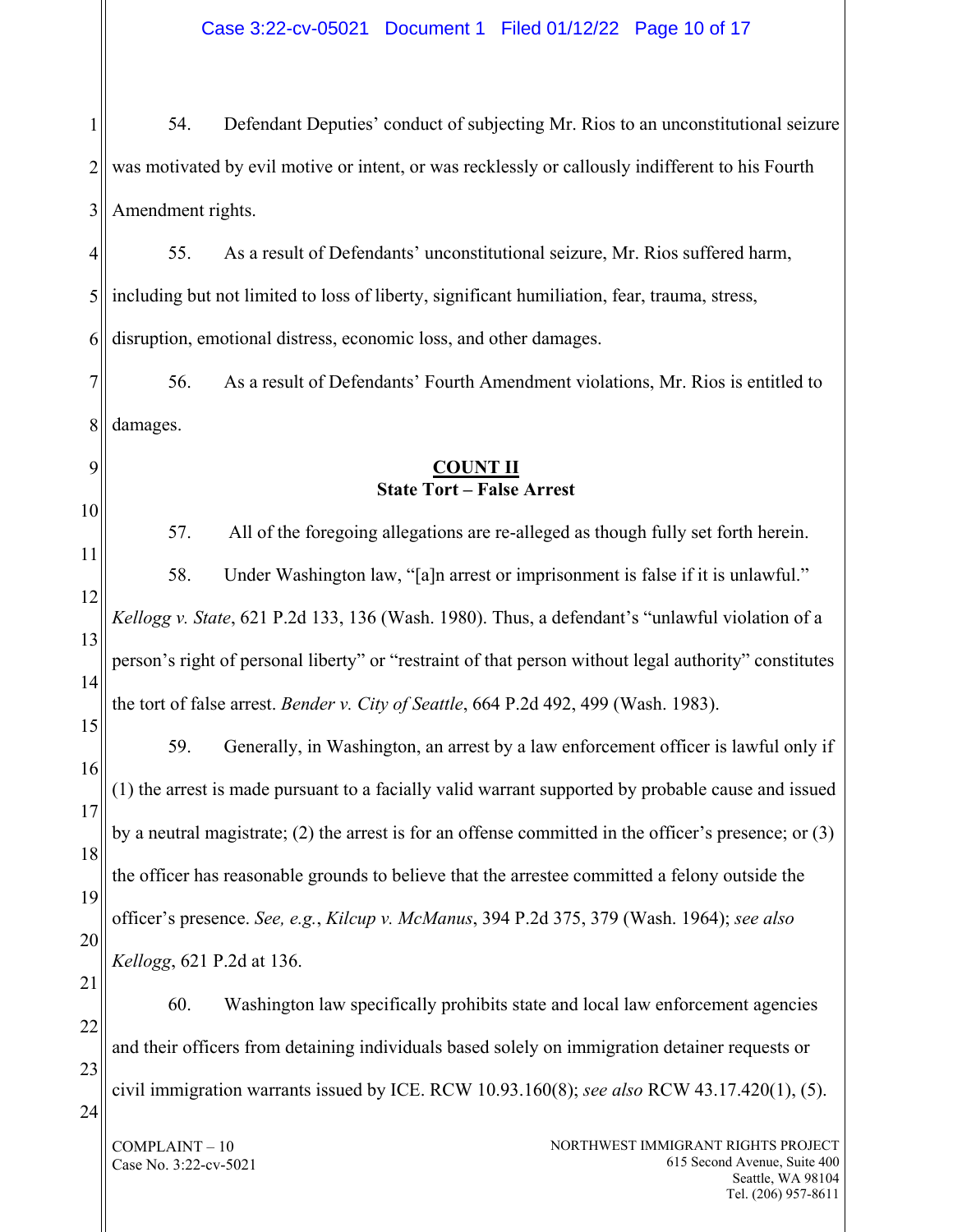54. Defendant Deputies' conduct of subjecting Mr. Rios to an unconstitutional seizure was motivated by evil motive or intent, or was recklessly or callously indifferent to his Fourth Amendment rights.

55. As a result of Defendants' unconstitutional seizure, Mr. Rios suffered harm, including but not limited to loss of liberty, significant humiliation, fear, trauma, stress, disruption, emotional distress, economic loss, and other damages.

56. As a result of Defendants' Fourth Amendment violations, Mr. Rios is entitled to damages.

**COUNT II**
**State Tort – False Arrest**

57. All of the foregoing allegations are re-alleged as though fully set forth herein.

58. Under Washington law, "[a]n arrest or imprisonment is false if it is unlawful." *Kellogg v. State*, 621 P.2d 133, 136 (Wash. 1980). Thus, a defendant's "unlawful violation of a person's right of personal liberty" or "restraint of that person without legal authority" constitutes the tort of false arrest. *Bender v. City of Seattle*, 664 P.2d 492, 499 (Wash. 1983).

59. Generally, in Washington, an arrest by a law enforcement officer is lawful only if (1) the arrest is made pursuant to a facially valid warrant supported by probable cause and issued by a neutral magistrate; (2) the arrest is for an offense committed in the officer's presence; or (3) the officer has reasonable grounds to believe that the arrestee committed a felony outside the officer's presence. *See, e.g.*, *Kilcup v. McManus*, 394 P.2d 375, 379 (Wash. 1964); *see also Kellogg*, 621 P.2d at 136.

60. Washington law specifically prohibits state and local law enforcement agencies and their officers from detaining individuals based solely on immigration detainer requests or civil immigration warrants issued by ICE. RCW 10.93.160(8); *see also* RCW 43.17.420(1), (5).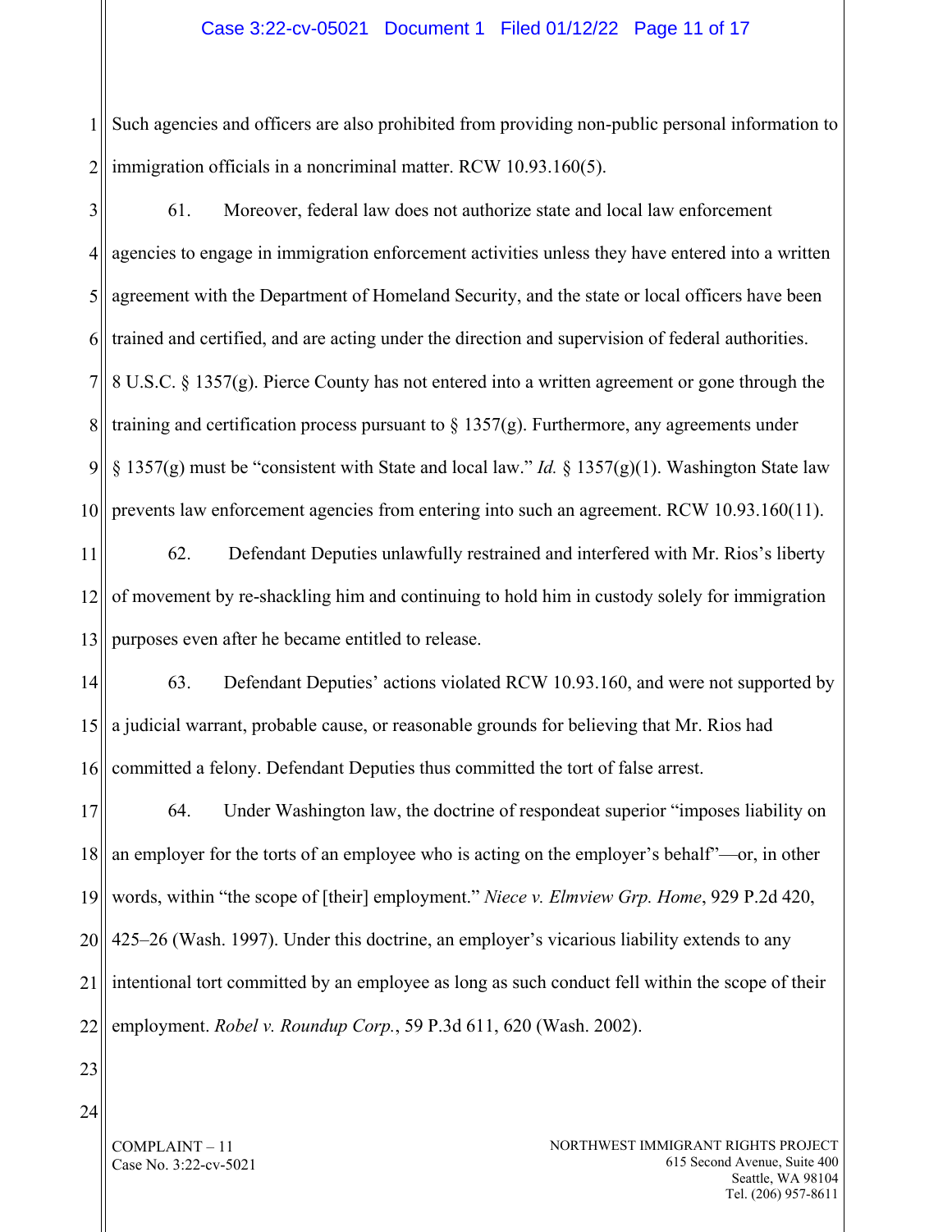Such agencies and officers are also prohibited from providing non-public personal information to immigration officials in a noncriminal matter. RCW 10.93.160(5).

61. Moreover, federal law does not authorize state and local law enforcement agencies to engage in immigration enforcement activities unless they have entered into a written agreement with the Department of Homeland Security, and the state or local officers have been trained and certified, and are acting under the direction and supervision of federal authorities. 8 U.S.C. § 1357(g). Pierce County has not entered into a written agreement or gone through the training and certification process pursuant to § 1357(g). Furthermore, any agreements under § 1357(g) must be "consistent with State and local law." *Id.* § 1357(g)(1). Washington State law prevents law enforcement agencies from entering into such an agreement. RCW 10.93.160(11).

62. Defendant Deputies unlawfully restrained and interfered with Mr. Rios's liberty of movement by re-shackling him and continuing to hold him in custody solely for immigration purposes even after he became entitled to release.

63. Defendant Deputies' actions violated RCW 10.93.160, and were not supported by a judicial warrant, probable cause, or reasonable grounds for believing that Mr. Rios had committed a felony. Defendant Deputies thus committed the tort of false arrest.

64. Under Washington law, the doctrine of respondeat superior "imposes liability on an employer for the torts of an employee who is acting on the employer's behalf"—or, in other words, within "the scope of [their] employment." *Niece v. Elmview Grp. Home*, 929 P.2d 420, 425–26 (Wash. 1997). Under this doctrine, an employer's vicarious liability extends to any intentional tort committed by an employee as long as such conduct fell within the scope of their employment. *Robel v. Roundup Corp.*, 59 P.3d 611, 620 (Wash. 2002).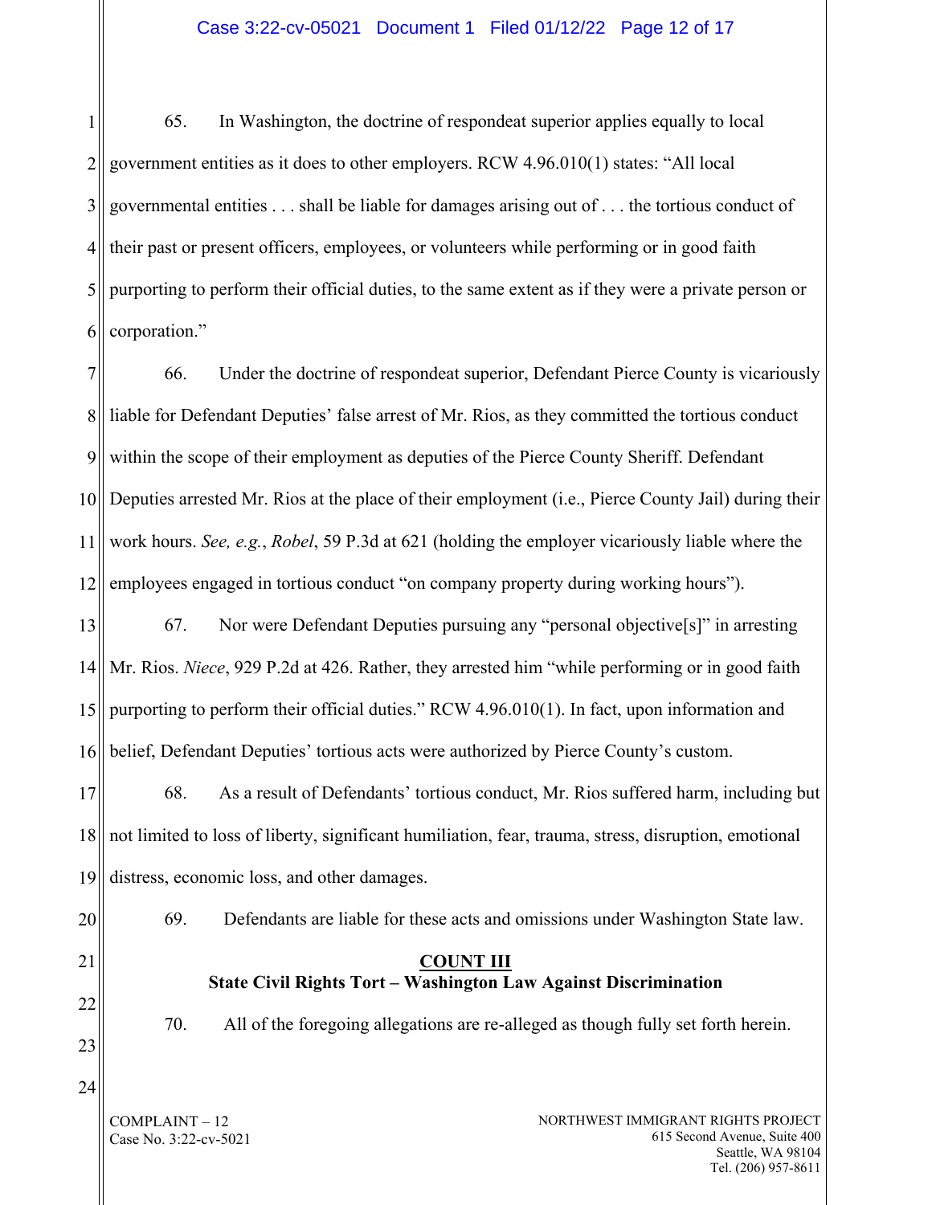65. In Washington, the doctrine of respondeat superior applies equally to local government entities as it does to other employers. RCW 4.96.010(1) states: "All local governmental entities . . . shall be liable for damages arising out of . . . the tortious conduct of their past or present officers, employees, or volunteers while performing or in good faith purporting to perform their official duties, to the same extent as if they were a private person or corporation."

66. Under the doctrine of respondeat superior, Defendant Pierce County is vicariously liable for Defendant Deputies' false arrest of Mr. Rios, as they committed the tortious conduct within the scope of their employment as deputies of the Pierce County Sheriff. Defendant Deputies arrested Mr. Rios at the place of their employment (i.e., Pierce County Jail) during their work hours. *See, e.g.*, *Robel*, 59 P.3d at 621 (holding the employer vicariously liable where the employees engaged in tortious conduct "on company property during working hours").

67. Nor were Defendant Deputies pursuing any "personal objective[s]" in arresting Mr. Rios. *Niece*, 929 P.2d at 426. Rather, they arrested him "while performing or in good faith purporting to perform their official duties." RCW 4.96.010(1). In fact, upon information and belief, Defendant Deputies' tortious acts were authorized by Pierce County's custom.

68. As a result of Defendants' tortious conduct, Mr. Rios suffered harm, including but not limited to loss of liberty, significant humiliation, fear, trauma, stress, disruption, emotional distress, economic loss, and other damages.

69. Defendants are liable for these acts and omissions under Washington State law.

## COUNT III

### State Civil Rights Tort – Washington Law Against Discrimination

70. All of the foregoing allegations are re-alleged as though fully set forth herein.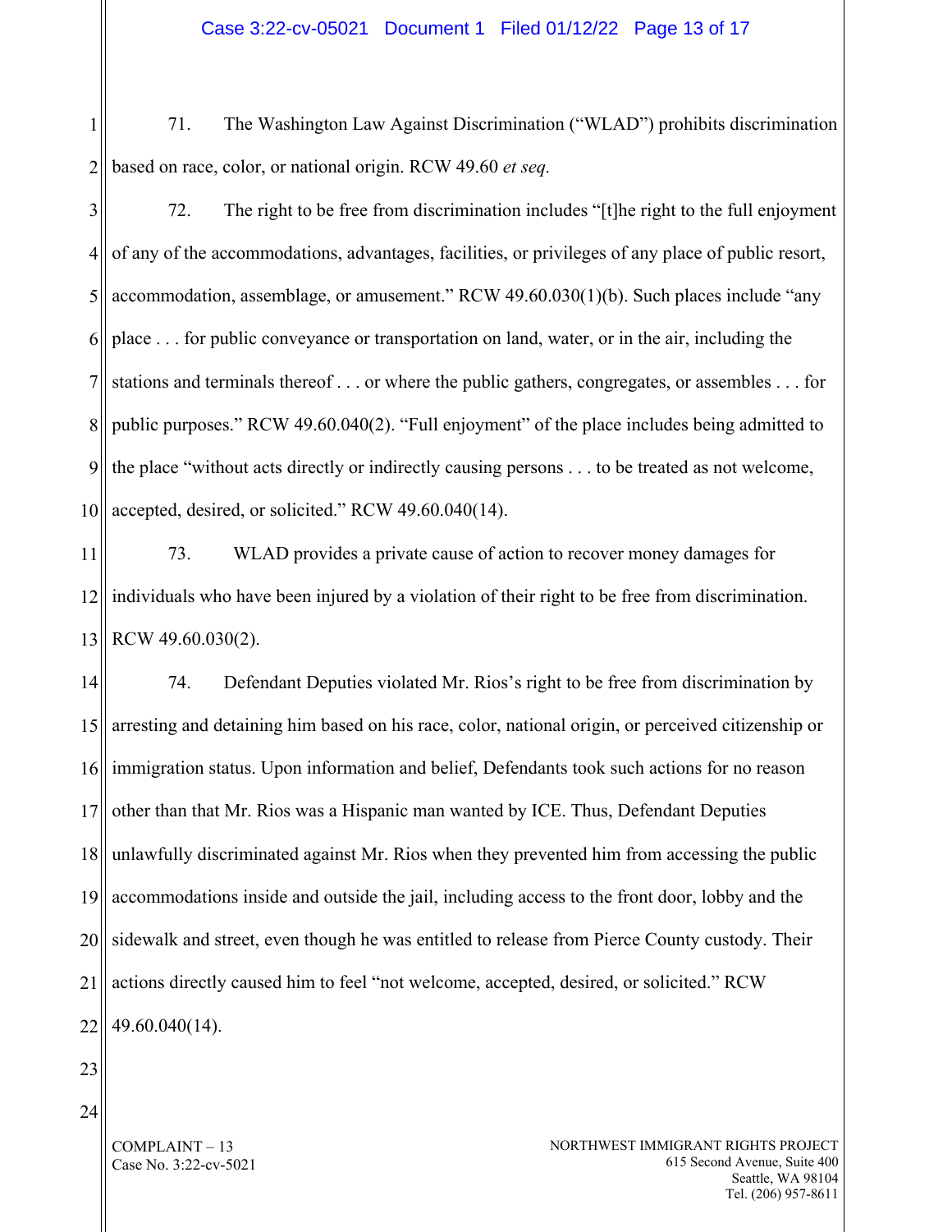71. The Washington Law Against Discrimination ("WLAD") prohibits discrimination based on race, color, or national origin. RCW 49.60 *et seq*.

72. The right to be free from discrimination includes "[t]he right to the full enjoyment of any of the accommodations, advantages, facilities, or privileges of any place of public resort, accommodation, assemblage, or amusement." RCW 49.60.030(1)(b). Such places include "any place . . . for public conveyance or transportation on land, water, or in the air, including the stations and terminals thereof . . . or where the public gathers, congregates, or assembles . . . for public purposes." RCW 49.60.040(2). "Full enjoyment" of the place includes being admitted to the place "without acts directly or indirectly causing persons . . . to be treated as not welcome, accepted, desired, or solicited." RCW 49.60.040(14).

73. WLAD provides a private cause of action to recover money damages for individuals who have been injured by a violation of their right to be free from discrimination. RCW 49.60.030(2).

74. Defendant Deputies violated Mr. Rios's right to be free from discrimination by arresting and detaining him based on his race, color, national origin, or perceived citizenship or immigration status. Upon information and belief, Defendants took such actions for no reason other than that Mr. Rios was a Hispanic man wanted by ICE. Thus, Defendant Deputies unlawfully discriminated against Mr. Rios when they prevented him from accessing the public accommodations inside and outside the jail, including access to the front door, lobby and the sidewalk and street, even though he was entitled to release from Pierce County custody. Their actions directly caused him to feel "not welcome, accepted, desired, or solicited." RCW 49.60.040(14).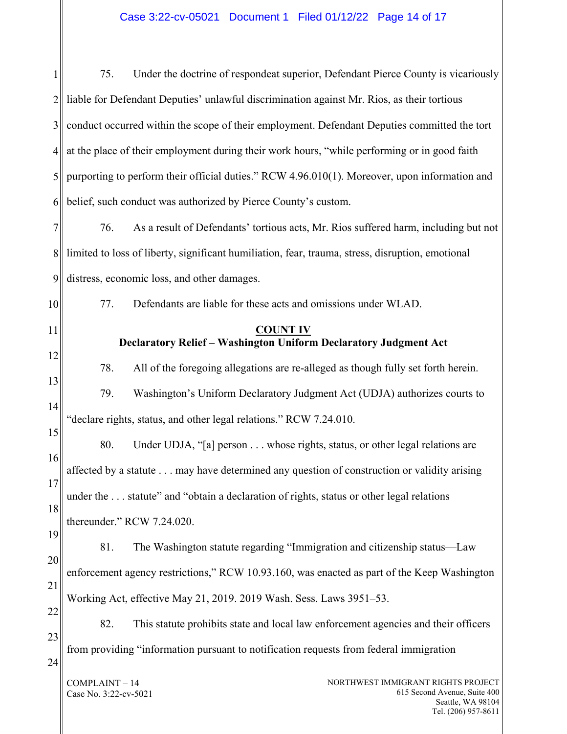75. Under the doctrine of respondeat superior, Defendant Pierce County is vicariously liable for Defendant Deputies' unlawful discrimination against Mr. Rios, as their tortious conduct occurred within the scope of their employment. Defendant Deputies committed the tort at the place of their employment during their work hours, "while performing or in good faith purporting to perform their official duties." RCW 4.96.010(1). Moreover, upon information and belief, such conduct was authorized by Pierce County's custom.

76. As a result of Defendants' tortious acts, Mr. Rios suffered harm, including but not limited to loss of liberty, significant humiliation, fear, trauma, stress, disruption, emotional distress, economic loss, and other damages.

77. Defendants are liable for these acts and omissions under WLAD.

**COUNT IV**

**Declaratory Relief – Washington Uniform Declaratory Judgment Act**

78. All of the foregoing allegations are re-alleged as though fully set forth herein.

79. Washington's Uniform Declaratory Judgment Act (UDJA) authorizes courts to "declare rights, status, and other legal relations." RCW 7.24.010.

80. Under UDJA, "[a] person . . . whose rights, status, or other legal relations are affected by a statute . . . may have determined any question of construction or validity arising under the . . . statute" and "obtain a declaration of rights, status or other legal relations thereunder." RCW 7.24.020.

81. The Washington statute regarding "Immigration and citizenship status—Law enforcement agency restrictions," RCW 10.93.160, was enacted as part of the Keep Washington Working Act, effective May 21, 2019. 2019 Wash. Sess. Laws 3951–53.

82. This statute prohibits state and local law enforcement agencies and their officers from providing "information pursuant to notification requests from federal immigration

COMPLAINT – 14
Case No. 3:22-cv-5021

NORTHWEST IMMIGRANT RIGHTS PROJECT
615 Second Avenue, Suite 400
Seattle, WA 98104
Tel. (206) 957-8611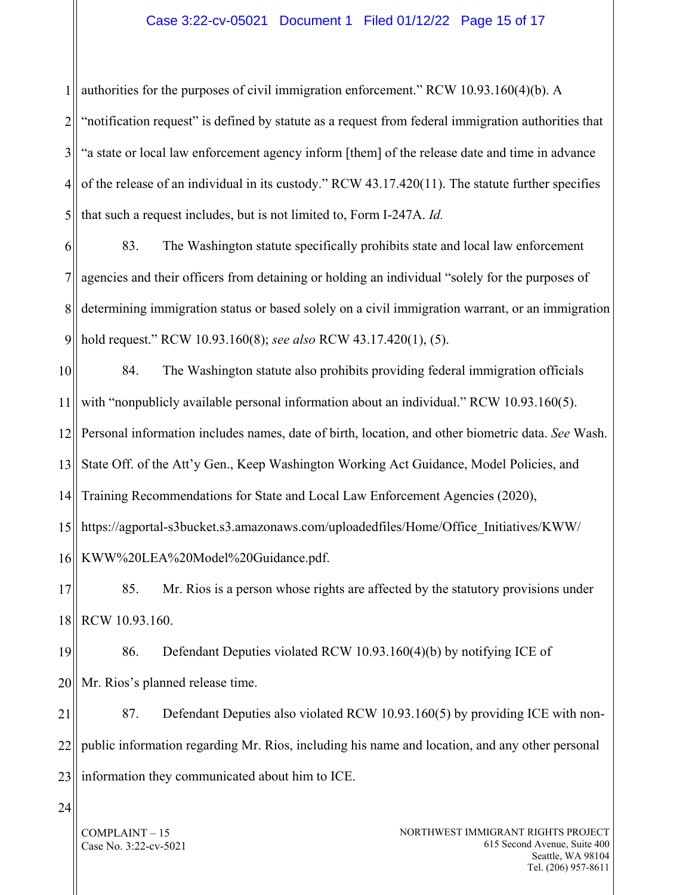authorities for the purposes of civil immigration enforcement." RCW 10.93.160(4)(b). A "notification request" is defined by statute as a request from federal immigration authorities that "a state or local law enforcement agency inform [them] of the release date and time in advance of the release of an individual in its custody." RCW 43.17.420(11). The statute further specifies that such a request includes, but is not limited to, Form I-247A. *Id.*

83. The Washington statute specifically prohibits state and local law enforcement agencies and their officers from detaining or holding an individual "solely for the purposes of determining immigration status or based solely on a civil immigration warrant, or an immigration hold request." RCW 10.93.160(8); *see also* RCW 43.17.420(1), (5).

84. The Washington statute also prohibits providing federal immigration officials with "nonpublicly available personal information about an individual." RCW 10.93.160(5). Personal information includes names, date of birth, location, and other biometric data. *See* Wash. State Off. of the Att'y Gen., Keep Washington Working Act Guidance, Model Policies, and Training Recommendations for State and Local Law Enforcement Agencies (2020), https://agportal-s3bucket.s3.amazonaws.com/uploadedfiles/Home/Office_Initiatives/KWW/KWW%20LEA%20Model%20Guidance.pdf.

85. Mr. Rios is a person whose rights are affected by the statutory provisions under RCW 10.93.160.

86. Defendant Deputies violated RCW 10.93.160(4)(b) by notifying ICE of Mr. Rios's planned release time.

87. Defendant Deputies also violated RCW 10.93.160(5) by providing ICE with non-public information regarding Mr. Rios, including his name and location, and any other personal information they communicated about him to ICE.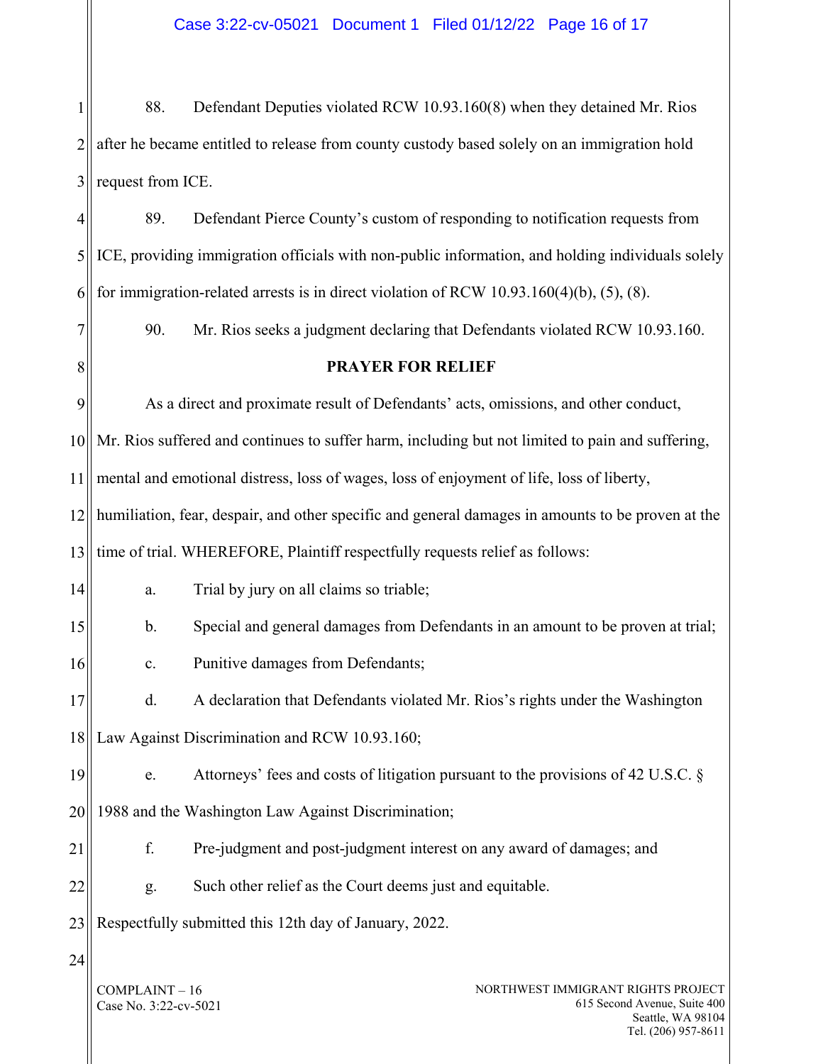88. Defendant Deputies violated RCW 10.93.160(8) when they detained Mr. Rios after he became entitled to release from county custody based solely on an immigration hold request from ICE.

89. Defendant Pierce County's custom of responding to notification requests from ICE, providing immigration officials with non-public information, and holding individuals solely for immigration-related arrests is in direct violation of RCW 10.93.160(4)(b), (5), (8).

90. Mr. Rios seeks a judgment declaring that Defendants violated RCW 10.93.160.

**PRAYER FOR RELIEF**

As a direct and proximate result of Defendants' acts, omissions, and other conduct, Mr. Rios suffered and continues to suffer harm, including but not limited to pain and suffering, mental and emotional distress, loss of wages, loss of enjoyment of life, loss of liberty, humiliation, fear, despair, and other specific and general damages in amounts to be proven at the time of trial. WHEREFORE, Plaintiff respectfully requests relief as follows:

a. Trial by jury on all claims so triable;

b. Special and general damages from Defendants in an amount to be proven at trial;

c. Punitive damages from Defendants;

d. A declaration that Defendants violated Mr. Rios's rights under the Washington Law Against Discrimination and RCW 10.93.160;

e. Attorneys' fees and costs of litigation pursuant to the provisions of 42 U.S.C. § 1988 and the Washington Law Against Discrimination;

f. Pre-judgment and post-judgment interest on any award of damages; and

g. Such other relief as the Court deems just and equitable.

Respectfully submitted this 12th day of January, 2022.

COMPLAINT – 16
Case No. 3:22-cv-5021

NORTHWEST IMMIGRANT RIGHTS PROJECT
615 Second Avenue, Suite 400
Seattle, WA 98104
Tel. (206) 957-8611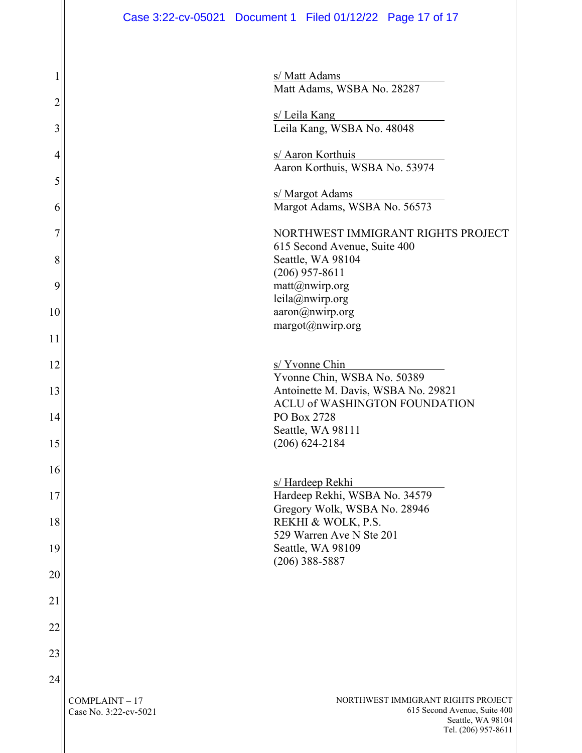s/ Matt Adams
Matt Adams, WSBA No. 28287

s/ Leila Kang
Leila Kang, WSBA No. 48048

s/ Aaron Korthuis
Aaron Korthuis, WSBA No. 53974

s/ Margot Adams
Margot Adams, WSBA No. 56573

NORTHWEST IMMIGRANT RIGHTS PROJECT
615 Second Avenue, Suite 400
Seattle, WA 98104
(206) 957-8611
matt@nwirp.org
leila@nwirp.org
aaron@nwirp.org
margot@nwirp.org

s/ Yvonne Chin
Yvonne Chin, WSBA No. 50389
Antoinette M. Davis, WSBA No. 29821
ACLU of WASHINGTON FOUNDATION
PO Box 2728
Seattle, WA 98111
(206) 624-2184

s/ Hardeep Rekhi
Hardeep Rekhi, WSBA No. 34579
Gregory Wolk, WSBA No. 28946
REKHI & WOLK, P.S.
529 Warren Ave N Ste 201
Seattle, WA 98109
(206) 388-5887